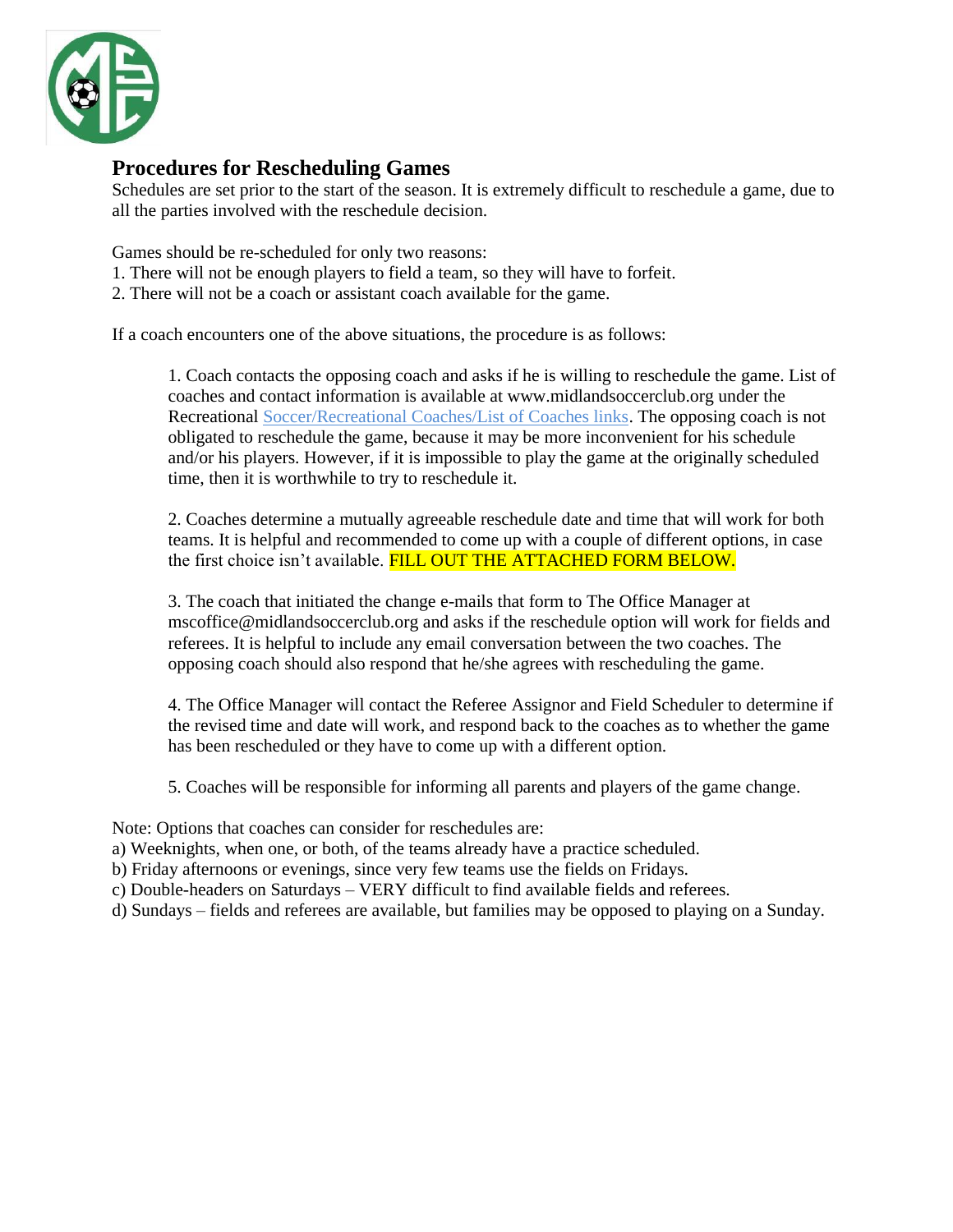## Procedures for Rescheduling Games

Schedules are set prior to the start of the season. It is extremely difficult to reschedule a game, due to all the parties involved with the reschedule decision.

Games should be re-scheduled for only two reasons:
1. There will not be enough players to field a team, so they will have to forfeit.
2. There will not be a coach or assistant coach available for the game.

If a coach encounters one of the above situations, the procedure is as follows:

1. Coach contacts the opposing coach and asks if he is willing to reschedule the game. List of coaches and contact information is available at www.midlandsoccerclub.org under the Recreational Soccer/Recreational Coaches/List of Coaches links. The opposing coach is not obligated to reschedule the game, because it may be more inconvenient for his schedule and/or his players. However, if it is impossible to play the game at the originally scheduled time, then it is worthwhile to try to reschedule it.

2. Coaches determine a mutually agreeable reschedule date and time that will work for both teams. It is helpful and recommended to come up with a couple of different options, in case the first choice isn't available. FILL OUT THE ATTACHED FORM BELOW.

3. The coach that initiated the change e-mails that form to The Office Manager at mscoffice@midlandsoccerclub.org and asks if the reschedule option will work for fields and referees. It is helpful to include any email conversation between the two coaches. The opposing coach should also respond that he/she agrees with rescheduling the game.

4. The Office Manager will contact the Referee Assignor and Field Scheduler to determine if the revised time and date will work, and respond back to the coaches as to whether the game has been rescheduled or they have to come up with a different option.

5. Coaches will be responsible for informing all parents and players of the game change.

Note: Options that coaches can consider for reschedules are:
a) Weeknights, when one, or both, of the teams already have a practice scheduled.
b) Friday afternoons or evenings, since very few teams use the fields on Fridays.
c) Double-headers on Saturdays – VERY difficult to find available fields and referees.
d) Sundays – fields and referees are available, but families may be opposed to playing on a Sunday.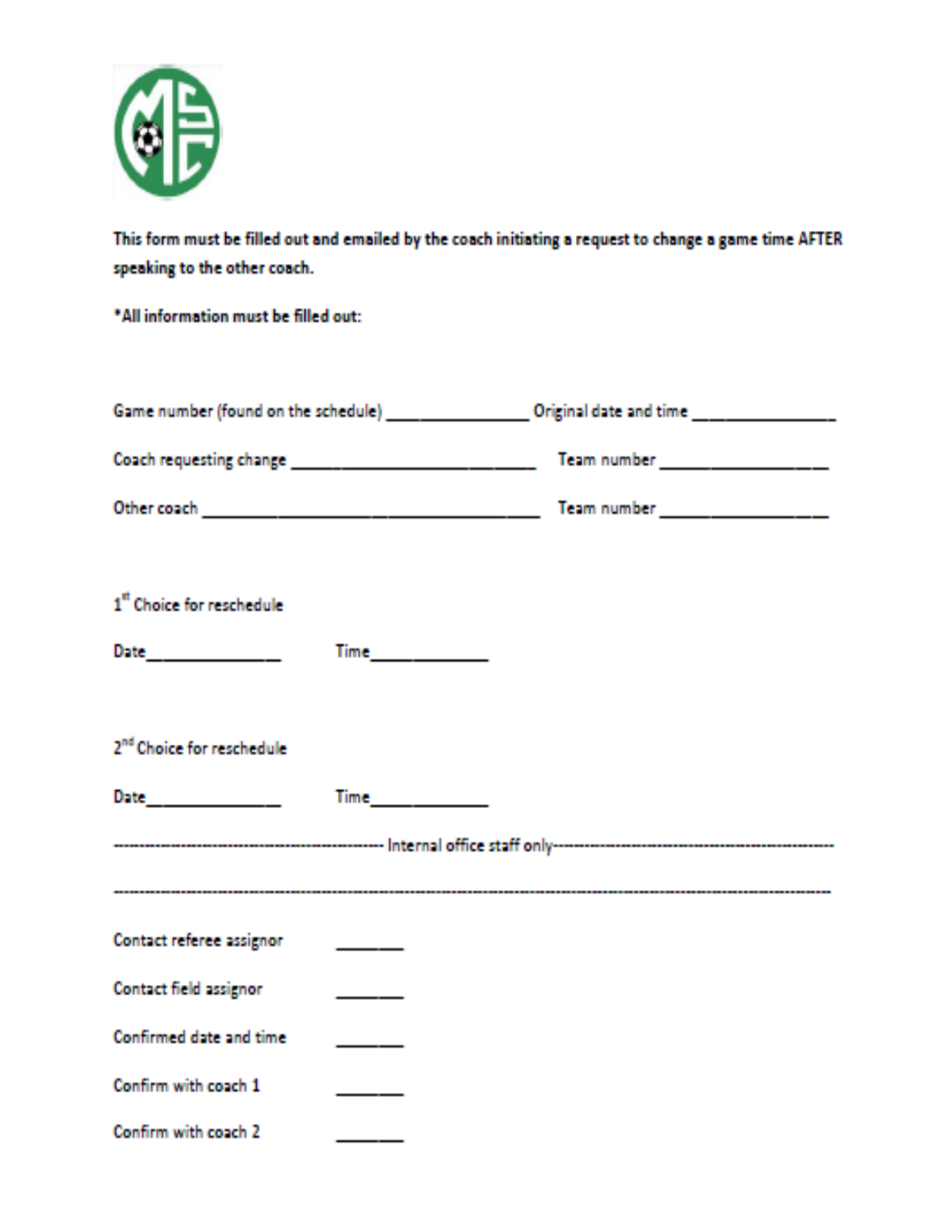**This form must be filled out and emailed by the coach initiating a request to change a game time AFTER speaking to the other coach.**

**\*All information must be filled out:**

Game number (found on the schedule) ______________ Original date and time ______________

Coach requesting change ________________________ Team number ________________

Other coach __________________________________ Team number ________________

1st Choice for reschedule

Date______________ Time____________

2nd Choice for reschedule

Date______________ Time____________

------------------------------------------- Internal office staff only-------------------------------------------

---------------------------------------------------------------------------------------------------------------

Contact referee assignor _______

Contact field assignor _______

Confirmed date and time _______

Confirm with coach 1 _______

Confirm with coach 2 _______